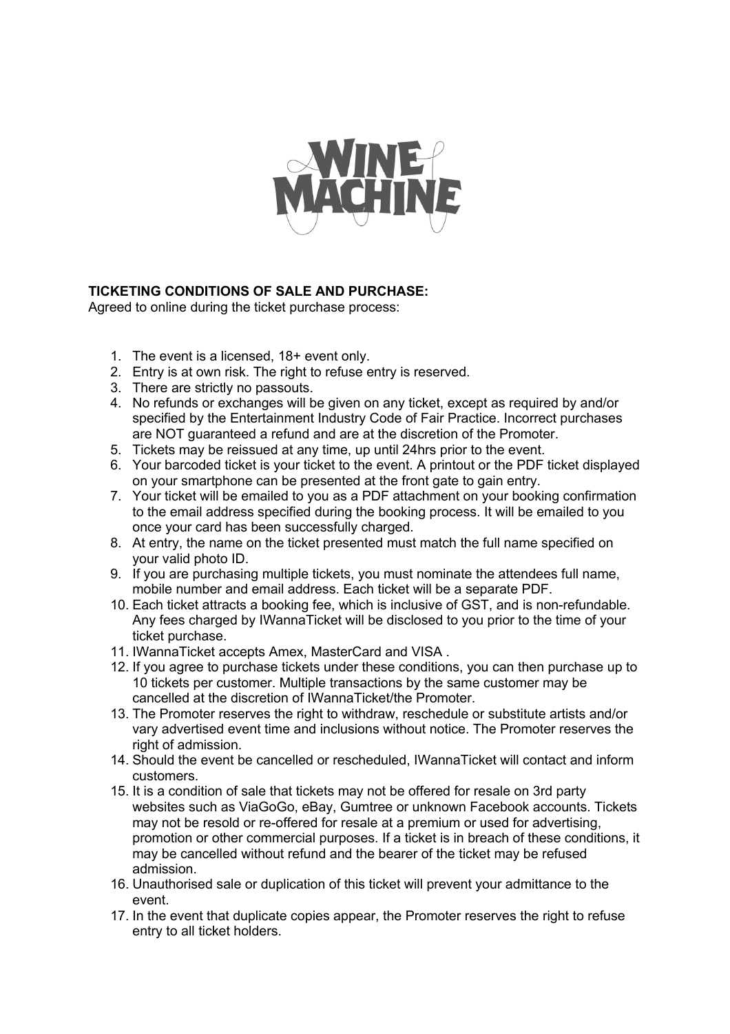WINE MACHINE

**TICKETING CONDITIONS OF SALE AND PURCHASE:**
Agreed to online during the ticket purchase process:

1. The event is a licensed, 18+ event only.
2. Entry is at own risk. The right to refuse entry is reserved.
3. There are strictly no passouts.
4. No refunds or exchanges will be given on any ticket, except as required by and/or specified by the Entertainment Industry Code of Fair Practice. Incorrect purchases are NOT guaranteed a refund and are at the discretion of the Promoter.
5. Tickets may be reissued at any time, up until 24hrs prior to the event.
6. Your barcoded ticket is your ticket to the event. A printout or the PDF ticket displayed on your smartphone can be presented at the front gate to gain entry.
7. Your ticket will be emailed to you as a PDF attachment on your booking confirmation to the email address specified during the booking process. It will be emailed to you once your card has been successfully charged.
8. At entry, the name on the ticket presented must match the full name specified on your valid photo ID.
9. If you are purchasing multiple tickets, you must nominate the attendees full name, mobile number and email address. Each ticket will be a separate PDF.
10. Each ticket attracts a booking fee, which is inclusive of GST, and is non-refundable. Any fees charged by IWannaTicket will be disclosed to you prior to the time of your ticket purchase.
11. IWannaTicket accepts Amex, MasterCard and VISA .
12. If you agree to purchase tickets under these conditions, you can then purchase up to 10 tickets per customer. Multiple transactions by the same customer may be cancelled at the discretion of IWannaTicket/the Promoter.
13. The Promoter reserves the right to withdraw, reschedule or substitute artists and/or vary advertised event time and inclusions without notice. The Promoter reserves the right of admission.
14. Should the event be cancelled or rescheduled, IWannaTicket will contact and inform customers.
15. It is a condition of sale that tickets may not be offered for resale on 3rd party websites such as ViaGoGo, eBay, Gumtree or unknown Facebook accounts. Tickets may not be resold or re-offered for resale at a premium or used for advertising, promotion or other commercial purposes. If a ticket is in breach of these conditions, it may be cancelled without refund and the bearer of the ticket may be refused admission.
16. Unauthorised sale or duplication of this ticket will prevent your admittance to the event.
17. In the event that duplicate copies appear, the Promoter reserves the right to refuse entry to all ticket holders.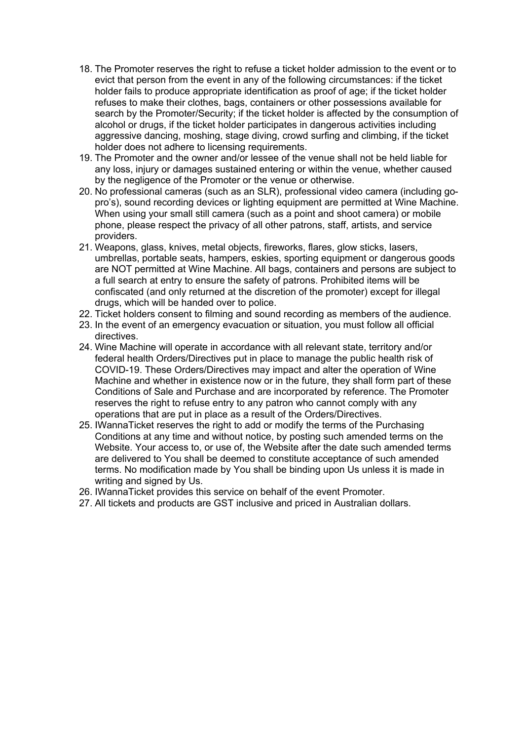18. The Promoter reserves the right to refuse a ticket holder admission to the event or to evict that person from the event in any of the following circumstances: if the ticket holder fails to produce appropriate identification as proof of age; if the ticket holder refuses to make their clothes, bags, containers or other possessions available for search by the Promoter/Security; if the ticket holder is affected by the consumption of alcohol or drugs, if the ticket holder participates in dangerous activities including aggressive dancing, moshing, stage diving, crowd surfing and climbing, if the ticket holder does not adhere to licensing requirements.
19. The Promoter and the owner and/or lessee of the venue shall not be held liable for any loss, injury or damages sustained entering or within the venue, whether caused by the negligence of the Promoter or the venue or otherwise.
20. No professional cameras (such as an SLR), professional video camera (including go-pro's), sound recording devices or lighting equipment are permitted at Wine Machine. When using your small still camera (such as a point and shoot camera) or mobile phone, please respect the privacy of all other patrons, staff, artists, and service providers.
21. Weapons, glass, knives, metal objects, fireworks, flares, glow sticks, lasers, umbrellas, portable seats, hampers, eskies, sporting equipment or dangerous goods are NOT permitted at Wine Machine. All bags, containers and persons are subject to a full search at entry to ensure the safety of patrons. Prohibited items will be confiscated (and only returned at the discretion of the promoter) except for illegal drugs, which will be handed over to police.
22. Ticket holders consent to filming and sound recording as members of the audience.
23. In the event of an emergency evacuation or situation, you must follow all official directives.
24. Wine Machine will operate in accordance with all relevant state, territory and/or federal health Orders/Directives put in place to manage the public health risk of COVID-19. These Orders/Directives may impact and alter the operation of Wine Machine and whether in existence now or in the future, they shall form part of these Conditions of Sale and Purchase and are incorporated by reference. The Promoter reserves the right to refuse entry to any patron who cannot comply with any operations that are put in place as a result of the Orders/Directives.
25. IWannaTicket reserves the right to add or modify the terms of the Purchasing Conditions at any time and without notice, by posting such amended terms on the Website. Your access to, or use of, the Website after the date such amended terms are delivered to You shall be deemed to constitute acceptance of such amended terms. No modification made by You shall be binding upon Us unless it is made in writing and signed by Us.
26. IWannaTicket provides this service on behalf of the event Promoter.
27. All tickets and products are GST inclusive and priced in Australian dollars.